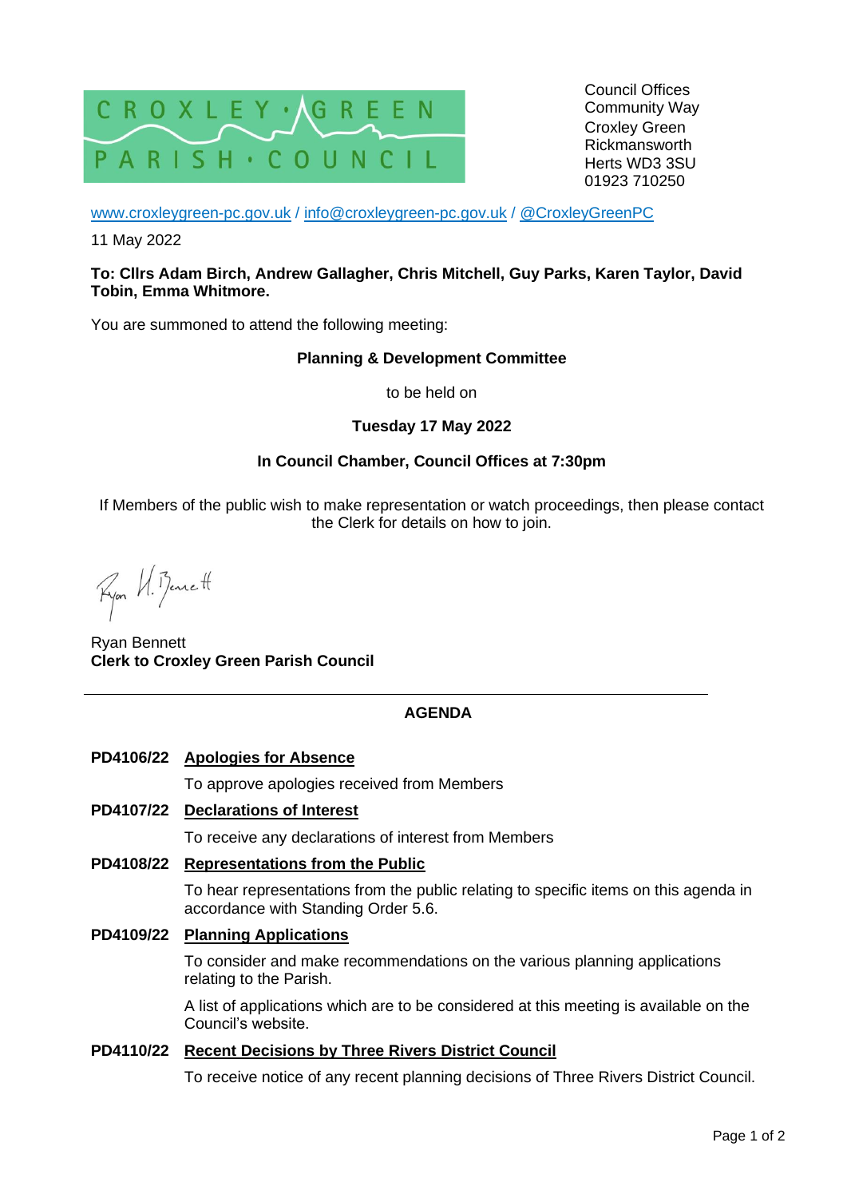CROXLEY GREEN PARISH COUNCIL

Council Offices
Community Way
Croxley Green
Rickmansworth
Herts WD3 3SU
01923 710250

www.croxleygreen-pc.gov.uk / info@croxleygreen-pc.gov.uk / @CroxleyGreenPC

11 May 2022

**To: Cllrs Adam Birch, Andrew Gallagher, Chris Mitchell, Guy Parks, Karen Taylor, David Tobin, Emma Whitmore.**

You are summoned to attend the following meeting:

**Planning & Development Committee**

to be held on

**Tuesday 17 May 2022**

**In Council Chamber, Council Offices at 7:30pm**

If Members of the public wish to make representation or watch proceedings, then please contact the Clerk for details on how to join.

Ryan Bennett
**Clerk to Croxley Green Parish Council**

---

## AGENDA

**PD4106/22 Apologies for Absence**

To approve apologies received from Members

**PD4107/22 Declarations of Interest**

To receive any declarations of interest from Members

**PD4108/22 Representations from the Public**

To hear representations from the public relating to specific items on this agenda in accordance with Standing Order 5.6.

**PD4109/22 Planning Applications**

To consider and make recommendations on the various planning applications relating to the Parish.

A list of applications which are to be considered at this meeting is available on the Council's website.

**PD4110/22 Recent Decisions by Three Rivers District Council**

To receive notice of any recent planning decisions of Three Rivers District Council.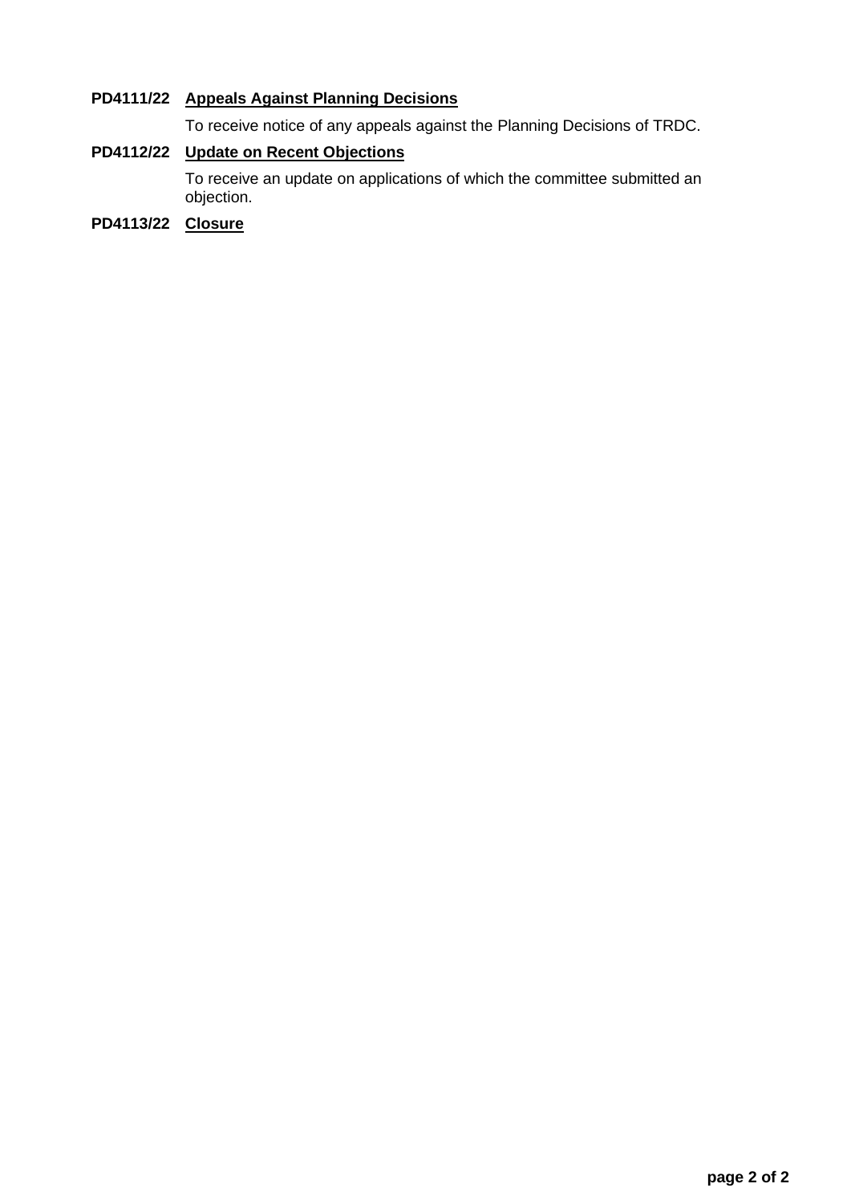**PD4111/22 Appeals Against Planning Decisions**

To receive notice of any appeals against the Planning Decisions of TRDC.

**PD4112/22 Update on Recent Objections**

To receive an update on applications of which the committee submitted an objection.

**PD4113/22 Closure**